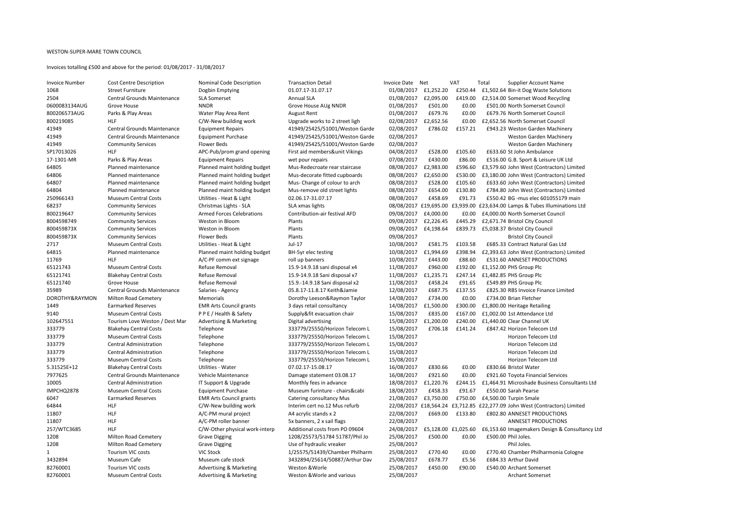WESTON-SUPER-MARE TOWN COUNCIL

Invoices totalling £500 and above for the period: 01/08/2017 - 31/08/2017

| Invoice Number | Cost Centre Description | Nominal Code Description | Transaction Detail | Invoice Date | Net | VAT | Total | Supplier Account Name |
|---|---|---|---|---|---|---|---|---|
| 1068 | Street Furniture | Dogbin Emptying | 01.07.17-31.07.17 | 01/08/2017 | £1,252.20 | £250.44 | £1,502.64 | Bin-it Dog Waste Solutions |
| 2504 | Central Grounds Maintenance | SLA Somerset | Annual SLA | 01/08/2017 | £2,095.00 | £419.00 | £2,514.00 | Somerset Wood Recycling |
| 0600083134AUG | Grove House | NNDR | Grove House AUg NNDR | 01/08/2017 | £501.00 | £0.00 | £501.00 | North Somerset Council |
| 800206573AUG | Parks & Play Areas | Water Play Area Rent | August Rent | 01/08/2017 | £679.76 | £0.00 | £679.76 | North Somerset Council |
| 800219085 | HLF | C/W-New building work | Upgrade works to 2 street ligh | 02/08/2017 | £2,652.56 | £0.00 | £2,652.56 | North Somerset Council |
| 41949 | Central Grounds Maintenance | Equipment Repairs | 41949/25425/51001/Weston Garde | 02/08/2017 | £786.02 | £157.21 | £943.23 | Weston Garden Machinery |
| 41949 | Central Grounds Maintenance | Equipment Purchase | 41949/25425/51001/Weston Garde | 02/08/2017 | | | | Weston Garden Machinery |
| 41949 | Community Services | Flower Beds | 41949/25425/51001/Weston Garde | 02/08/2017 | | | | Weston Garden Machinery |
| SP17013026 | HLF | APC-Pub/prom grand opening | First aid members&unit Vikings | 04/08/2017 | £528.00 | £105.60 | £633.60 | St John Ambulance |
| 17-1301-MR | Parks & Play Areas | Equipment Repairs | wet pour repairs | 07/08/2017 | £430.00 | £86.00 | £516.00 | G.B. Sport & Leisure UK Ltd |
| 64805 | Planned maintenance | Planned maint holding budget | Mus-Redecroate rear staircase | 08/08/2017 | £2,983.00 | £596.60 | £3,579.60 | John West (Contractors) Limited |
| 64806 | Planned maintenance | Planned maint holding budget | Mus-decorate fitted cupboards | 08/08/2017 | £2,650.00 | £530.00 | £3,180.00 | John West (Contractors) Limited |
| 64807 | Planned maintenance | Planned maint holding budget | Mus- Change of colour to arch | 08/08/2017 | £528.00 | £105.60 | £633.60 | John West (Contractors) Limited |
| 64804 | Planned maintenance | Planned maint holding budget | Mus-remove old street lights | 08/08/2017 | £654.00 | £130.80 | £784.80 | John West (Contractors) Limited |
| 250966143 | Museum Central Costs | Utilities - Heat & Light | 02.06.17-31.07.17 | 08/08/2017 | £458.69 | £91.73 | £550.42 | BG -mus elec 601055179 main |
| 68237 | Community Services | Christmas Lights - SLA | SLA xmas lights | 08/08/2017 | £19,695.00 | £3,939.00 | £23,634.00 | Lamps & Tubes Illuminations Ltd |
| 800219647 | Community Services | Armed Forces Celebrations | Contribution-air festival AFD | 09/08/2017 | £4,000.00 | £0.00 | £4,000.00 | North Somerset Council |
| 8004598749 | Community Services | Weston in Bloom | Plants | 09/08/2017 | £2,226.45 | £445.29 | £2,671.74 | Bristol City Council |
| 800459873X | Community Services | Weston in Bloom | Plants | 09/08/2017 | £4,198.64 | £839.73 | £5,038.37 | Bristol City Council |
| 800459873X | Community Services | Flower Beds | Plants | 09/08/2017 | | | | Bristol City Council |
| 2717 | Museum Central Costs | Utilities - Heat & Light | Jul-17 | 10/08/2017 | £581.75 | £103.58 | £685.33 | Contract Natural Gas Ltd |
| 64815 | Planned maintenance | Planned maint holding budget | BH-5yr elec testing | 10/08/2017 | £1,994.69 | £398.94 | £2,393.63 | John West (Contractors) Limited |
| 11769 | HLF | A/C-PF comm ext signage | roll up banners | 10/08/2017 | £443.00 | £88.60 | £531.60 | ANNESET PRODUCTIONS |
| 65121743 | Museum Central Costs | Refuse Removal | 15.9-14.9.18 sani disposal x4 | 11/08/2017 | £960.00 | £192.00 | £1,152.00 | PHS Group Plc |
| 65121741 | Blakehay Central Costs | Refuse Removal | 15.9-14.9.18 Sani disposal x7 | 11/08/2017 | £1,235.71 | £247.14 | £1,482.85 | PHS Group Plc |
| 65121740 | Grove House | Refuse Removal | 15.9.-14.9.18 Sani disposal x2 | 11/08/2017 | £458.24 | £91.65 | £549.89 | PHS Group Plc |
| 35989 | Central Grounds Maintenance | Salaries - Agency | 05.8.17-11.8.17 Keith&Jamie | 12/08/2017 | £687.75 | £137.55 | £825.30 | RBS Invoice Finance Limited |
| DOROTHY&RAYMON | Milton Road Cemetery | Memorials | Dorothy Leeson&Raymon Taylor | 14/08/2017 | £734.00 | £0.00 | £734.00 | Brian Fletcher |
| 1449 | Earmarked Reserves | EMR Arts Council grants | 3 days retail consultancy | 14/08/2017 | £1,500.00 | £300.00 | £1,800.00 | Heritage Retailing |
| 9140 | Museum Central Costs | P P E / Health & Safety | Supply&fit evacuation chair | 15/08/2017 | £835.00 | £167.00 | £1,002.00 | 1st Attendance Ltd |
| 102647551 | Tourism Love Weston / Dest Mar | Advertising & Marketing | Digital advertising | 15/08/2017 | £1,200.00 | £240.00 | £1,440.00 | Clear Channel UK |
| 333779 | Blakehay Central Costs | Telephone | 333779/25550/Horizon Telecom L | 15/08/2017 | £706.18 | £141.24 | £847.42 | Horizon Telecom Ltd |
| 333779 | Museum Central Costs | Telephone | 333779/25550/Horizon Telecom L | 15/08/2017 | | | | Horizon Telecom Ltd |
| 333779 | Central Administration | Telephone | 333779/25550/Horizon Telecom L | 15/08/2017 | | | | Horizon Telecom Ltd |
| 333779 | Central Administration | Telephone | 333779/25550/Horizon Telecom L | 15/08/2017 | | | | Horizon Telecom Ltd |
| 333779 | Museum Central Costs | Telephone | 333779/25550/Horizon Telecom L | 15/08/2017 | | | | Horizon Telecom Ltd |
| 5.31525E+12 | Blakehay Central Costs | Utilities - Water | 07.02.17-15.08.17 | 16/08/2017 | £830.66 | £0.00 | £830.66 | Bristol Water |
| 7977625 | Central Grounds Maintenance | Vehicle Maintenance | Damage statement 03.08.17 | 16/08/2017 | £921.60 | £0.00 | £921.60 | Toyota Financial Services |
| 10005 | Central Administration | IT Support & Upgrade | Monthly fees in advance | 18/08/2017 | £1,220.76 | £244.15 | £1,464.91 | Microshade Business Consultants Ltd |
| IMPCHQ2878 | Museum Central Costs | Equipment Purchase | Museum furinture - chairs&cabi | 18/08/2017 | £458.33 | £91.67 | £550.00 | Sarah Pearse |
| 6047 | Earmarked Reserves | EMR Arts Council grants | Catering consultancy Mus | 21/08/2017 | £3,750.00 | £750.00 | £4,500.00 | Turpin Smale |
| 64844 | HLF | C/W-New building work | Interim cert no.12 Mus refurb | 22/08/2017 | £18,564.24 | £3,712.85 | £22,277.09 | John West (Contractors) Limited |
| 11807 | HLF | A/C-PM mural project | A4 acrylic stands x 2 | 22/08/2017 | £669.00 | £133.80 | £802.80 | ANNESET PRODUCTIONS |
| 11807 | HLF | A/C-PM roller banner | 5x banners, 2 x sail flags | 22/08/2017 | | | | ANNESET PRODUCTIONS |
| 257/WTC3685 | HLF | C/W-Other physical work-interp | Additional costs from PO 09604 | 24/08/2017 | £5,128.00 | £1,025.60 | £6,153.60 | Imagemakers Design & Consultancy Ltd |
| 1208 | Milton Road Cemetery | Grave Digging | 1208/25573/51784 51787/Phil Jo | 25/08/2017 | £500.00 | £0.00 | £500.00 | Phil Joles. |
| 1208 | Milton Road Cemetery | Grave Digging | Use of hydraulic vreaker | 25/08/2017 | | | | Phil Joles. |
| 1 | Tourism VIC costs | VIC Stock | 1/25575/51439/Chamber Philharm | 25/08/2017 | £770.40 | £0.00 | £770.40 | Chamber Philharmonia Cologne |
| 3432894 | Museum Cafe | Museum cafe stock | 3432894/25614/50887/Arthur Dav | 25/08/2017 | £678.77 | £5.56 | £684.33 | Arthur David |
| 82760001 | Tourism VIC costs | Advertising & Marketing | Weston &Worle | 25/08/2017 | £450.00 | £90.00 | £540.00 | Archant Somerset |
| 82760001 | Museum Central Costs | Advertising & Marketing | Weston &Worle and various | 25/08/2017 | | | | Archant Somerset |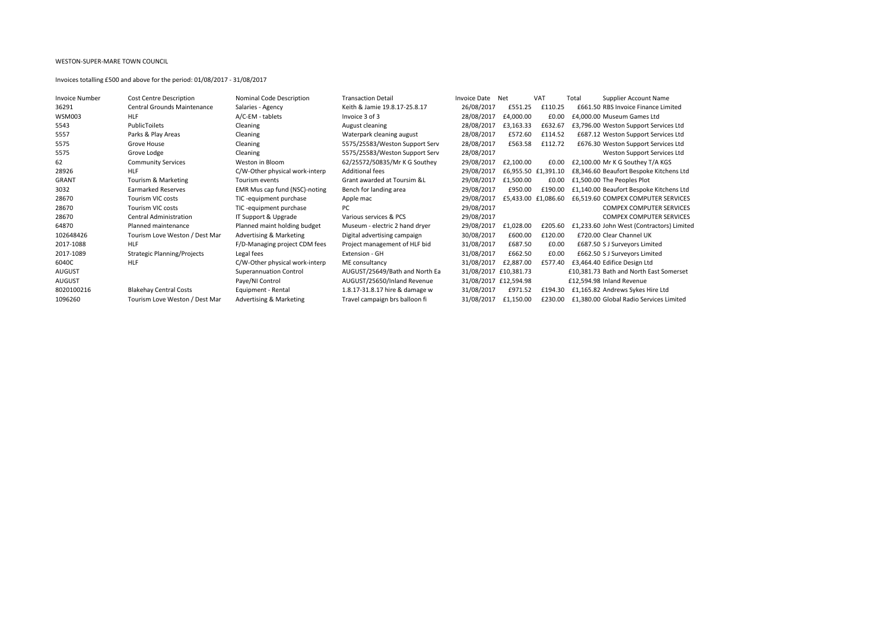WESTON-SUPER-MARE TOWN COUNCIL

Invoices totalling £500 and above for the period: 01/08/2017 - 31/08/2017

| Invoice Number | Cost Centre Description | Nominal Code Description | Transaction Detail | Invoice Date | Net | VAT | Total | Supplier Account Name |
|---|---|---|---|---|---|---|---|---|
| 36291 | Central Grounds Maintenance | Salaries - Agency | Keith & Jamie 19.8.17-25.8.17 | 26/08/2017 | £551.25 | £110.25 | £661.50 | RBS Invoice Finance Limited |
| WSM003 | HLF | A/C-EM - tablets | Invoice 3 of 3 | 28/08/2017 | £4,000.00 | £0.00 | £4,000.00 | Museum Games Ltd |
| 5543 | PublicToilets | Cleaning | August cleaning | 28/08/2017 | £3,163.33 | £632.67 | £3,796.00 | Weston Support Services Ltd |
| 5557 | Parks & Play Areas | Cleaning | Waterpark cleaning august | 28/08/2017 | £572.60 | £114.52 | £687.12 | Weston Support Services Ltd |
| 5575 | Grove House | Cleaning | 5575/25583/Weston Support Serv | 28/08/2017 | £563.58 | £112.72 | £676.30 | Weston Support Services Ltd |
| 5575 | Grove Lodge | Cleaning | 5575/25583/Weston Support Serv | 28/08/2017 | | | | Weston Support Services Ltd |
| 62 | Community Services | Weston in Bloom | 62/25572/50835/Mr K G Southey | 29/08/2017 | £2,100.00 | £0.00 | £2,100.00 | Mr K G Southey T/A KGS |
| 28926 | HLF | C/W-Other physical work-interp | Additional fees | 29/08/2017 | £6,955.50 | £1,391.10 | £8,346.60 | Beaufort Bespoke Kitchens Ltd |
| GRANT | Tourism & Marketing | Tourism events | Grant awarded at Toursim &L | 29/08/2017 | £1,500.00 | £0.00 | £1,500.00 | The Peoples Plot |
| 3032 | Earmarked Reserves | EMR Mus cap fund (NSC)-noting | Bench for landing area | 29/08/2017 | £950.00 | £190.00 | £1,140.00 | Beaufort Bespoke Kitchens Ltd |
| 28670 | Tourism VIC costs | TIC -equipment purchase | Apple mac | 29/08/2017 | £5,433.00 | £1,086.60 | £6,519.60 | COMPEX COMPUTER SERVICES |
| 28670 | Tourism VIC costs | TIC -equipment purchase | PC | 29/08/2017 | | | | COMPEX COMPUTER SERVICES |
| 28670 | Central Administration | IT Support & Upgrade | Various services & PCS | 29/08/2017 | | | | COMPEX COMPUTER SERVICES |
| 64870 | Planned maintenance | Planned maint holding budget | Museum - electric 2 hand dryer | 29/08/2017 | £1,028.00 | £205.60 | £1,233.60 | John West (Contractors) Limited |
| 102648426 | Tourism Love Weston / Dest Mar | Advertising & Marketing | Digital advertising campaign | 30/08/2017 | £600.00 | £120.00 | £720.00 | Clear Channel UK |
| 2017-1088 | HLF | F/D-Managing project CDM fees | Project management of HLF bid | 31/08/2017 | £687.50 | £0.00 | £687.50 | S J Surveyors Limited |
| 2017-1089 | Strategic Planning/Projects | Legal fees | Extension - GH | 31/08/2017 | £662.50 | £0.00 | £662.50 | S J Surveyors Limited |
| 6040C | HLF | C/W-Other physical work-interp | ME consultancy | 31/08/2017 | £2,887.00 | £577.40 | £3,464.40 | Edifice Design Ltd |
| AUGUST | | Superannuation Control | AUGUST/25649/Bath and North Ea | 31/08/2017 | £10,381.73 | | £10,381.73 | Bath and North East Somerset |
| AUGUST | | Paye/NI Control | AUGUST/25650/Inland Revenue | 31/08/2017 | £12,594.98 | | £12,594.98 | Inland Revenue |
| 8020100216 | Blakehay Central Costs | Equipment - Rental | 1.8.17-31.8.17 hire & damage w | 31/08/2017 | £971.52 | £194.30 | £1,165.82 | Andrews Sykes Hire Ltd |
| 1096260 | Tourism Love Weston / Dest Mar | Advertising & Marketing | Travel campaign brs balloon fi | 31/08/2017 | £1,150.00 | £230.00 | £1,380.00 | Global Radio Services Limited |